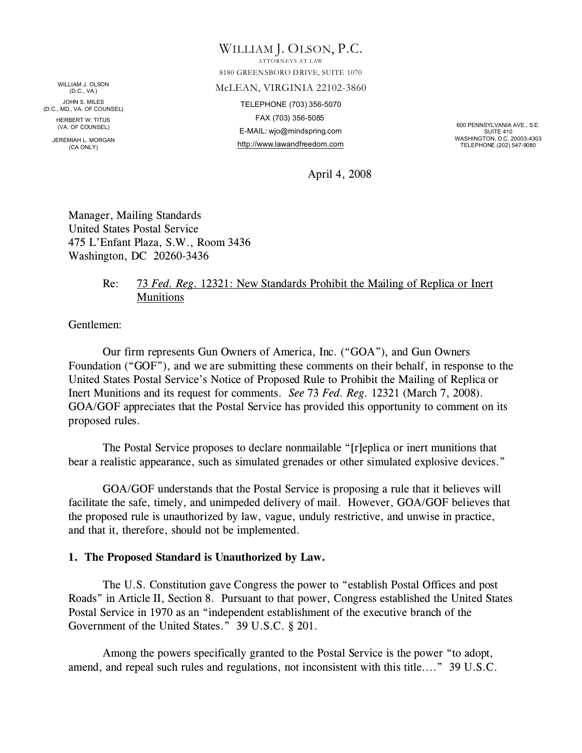WILLIAM J. OLSON, P.C.

ATTORNEYS AT LAW

8180 GREENSBORO DRIVE, SUITE 1070

McLEAN, VIRGINIA 22102-3860

TELEPHONE (703) 356-5070

FAX (703) 356-5085

E-MAIL: wjo@mindspring.com

http://www.lawandfreedom.com

WILLIAM J. OLSON (D.C., VA.)
JOHN S. MILES (D.C., MD., VA. OF COUNSEL)
HERBERT W. TITUS (VA. OF COUNSEL)
JEREMIAH L. MORGAN (CA ONLY)

600 PENNSYLVANIA AVE., S.E.
SUITE 410
WASHINGTON, D.C. 20003-4303
TELEPHONE (202) 547-9080

April 4, 2008

Manager, Mailing Standards
United States Postal Service
475 L'Enfant Plaza, S.W., Room 3436
Washington, DC 20260-3436

Re: 73 *Fed. Reg.* 12321: New Standards Prohibit the Mailing of Replica or Inert Munitions

Gentlemen:

Our firm represents Gun Owners of America, Inc. ("GOA"), and Gun Owners Foundation ("GOF"), and we are submitting these comments on their behalf, in response to the United States Postal Service's Notice of Proposed Rule to Prohibit the Mailing of Replica or Inert Munitions and its request for comments. *See* 73 *Fed. Reg.* 12321 (March 7, 2008). GOA/GOF appreciates that the Postal Service has provided this opportunity to comment on its proposed rules.

The Postal Service proposes to declare nonmailable "[r]eplica or inert munitions that bear a realistic appearance, such as simulated grenades or other simulated explosive devices."

GOA/GOF understands that the Postal Service is proposing a rule that it believes will facilitate the safe, timely, and unimpeded delivery of mail. However, GOA/GOF believes that the proposed rule is unauthorized by law, vague, unduly restrictive, and unwise in practice, and that it, therefore, should not be implemented.

**1. The Proposed Standard is Unauthorized by Law.**

The U.S. Constitution gave Congress the power to "establish Postal Offices and post Roads" in Article II, Section 8. Pursuant to that power, Congress established the United States Postal Service in 1970 as an "independent establishment of the executive branch of the Government of the United States." 39 U.S.C. § 201.

Among the powers specifically granted to the Postal Service is the power "to adopt, amend, and repeal such rules and regulations, not inconsistent with this title…." 39 U.S.C.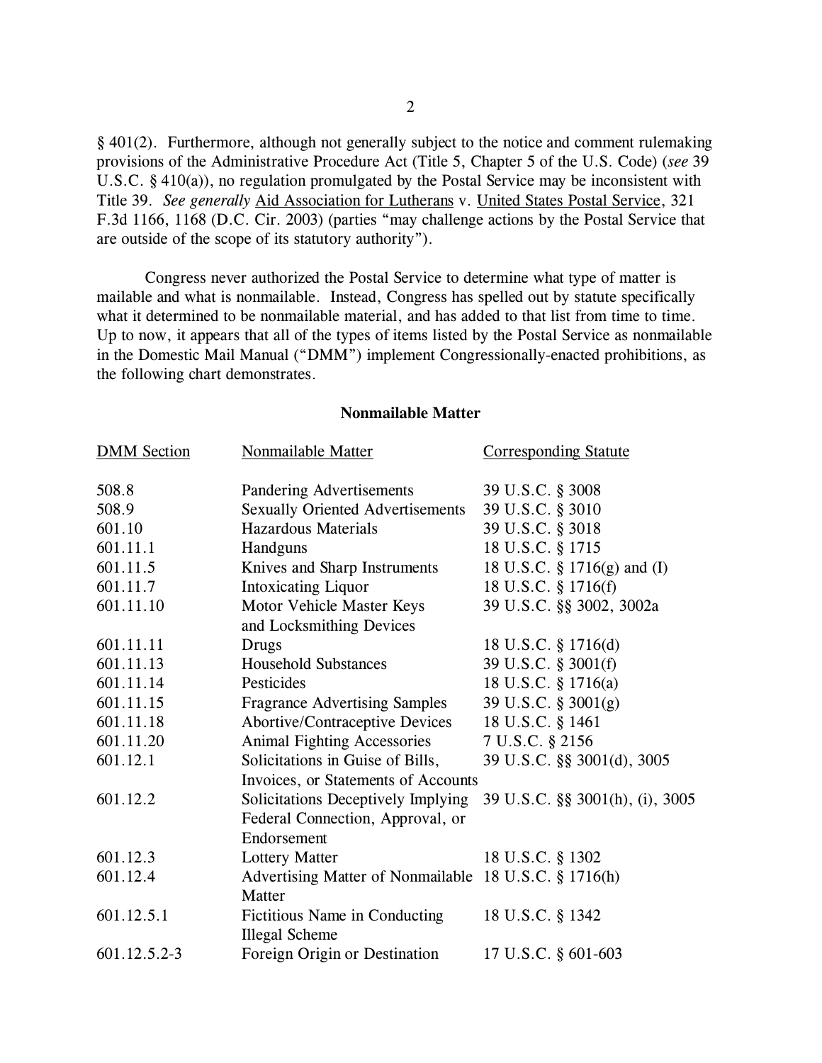§ 401(2). Furthermore, although not generally subject to the notice and comment rulemaking provisions of the Administrative Procedure Act (Title 5, Chapter 5 of the U.S. Code) (*see* 39 U.S.C. § 410(a)), no regulation promulgated by the Postal Service may be inconsistent with Title 39. *See generally* Aid Association for Lutherans v. United States Postal Service, 321 F.3d 1166, 1168 (D.C. Cir. 2003) (parties "may challenge actions by the Postal Service that are outside of the scope of its statutory authority").

Congress never authorized the Postal Service to determine what type of matter is mailable and what is nonmailable. Instead, Congress has spelled out by statute specifically what it determined to be nonmailable material, and has added to that list from time to time. Up to now, it appears that all of the types of items listed by the Postal Service as nonmailable in the Domestic Mail Manual ("DMM") implement Congressionally-enacted prohibitions, as the following chart demonstrates.

**Nonmailable Matter**

| DMM Section | Nonmailable Matter | Corresponding Statute |
|---|---|---|
| 508.8 | Pandering Advertisements | 39 U.S.C. § 3008 |
| 508.9 | Sexually Oriented Advertisements | 39 U.S.C. § 3010 |
| 601.10 | Hazardous Materials | 39 U.S.C. § 3018 |
| 601.11.1 | Handguns | 18 U.S.C. § 1715 |
| 601.11.5 | Knives and Sharp Instruments | 18 U.S.C. § 1716(g) and (I) |
| 601.11.7 | Intoxicating Liquor | 18 U.S.C. § 1716(f) |
| 601.11.10 | Motor Vehicle Master Keys and Locksmithing Devices | 39 U.S.C. §§ 3002, 3002a |
| 601.11.11 | Drugs | 18 U.S.C. § 1716(d) |
| 601.11.13 | Household Substances | 39 U.S.C. § 3001(f) |
| 601.11.14 | Pesticides | 18 U.S.C. § 1716(a) |
| 601.11.15 | Fragrance Advertising Samples | 39 U.S.C. § 3001(g) |
| 601.11.18 | Abortive/Contraceptive Devices | 18 U.S.C. § 1461 |
| 601.11.20 | Animal Fighting Accessories | 7 U.S.C. § 2156 |
| 601.12.1 | Solicitations in Guise of Bills, Invoices, or Statements of Accounts | 39 U.S.C. §§ 3001(d), 3005 |
| 601.12.2 | Solicitations Deceptively Implying Federal Connection, Approval, or Endorsement | 39 U.S.C. §§ 3001(h), (i), 3005 |
| 601.12.3 | Lottery Matter | 18 U.S.C. § 1302 |
| 601.12.4 | Advertising Matter of Nonmailable Matter | 18 U.S.C. § 1716(h) |
| 601.12.5.1 | Fictitious Name in Conducting Illegal Scheme | 18 U.S.C. § 1342 |
| 601.12.5.2-3 | Foreign Origin or Destination | 17 U.S.C. § 601-603 |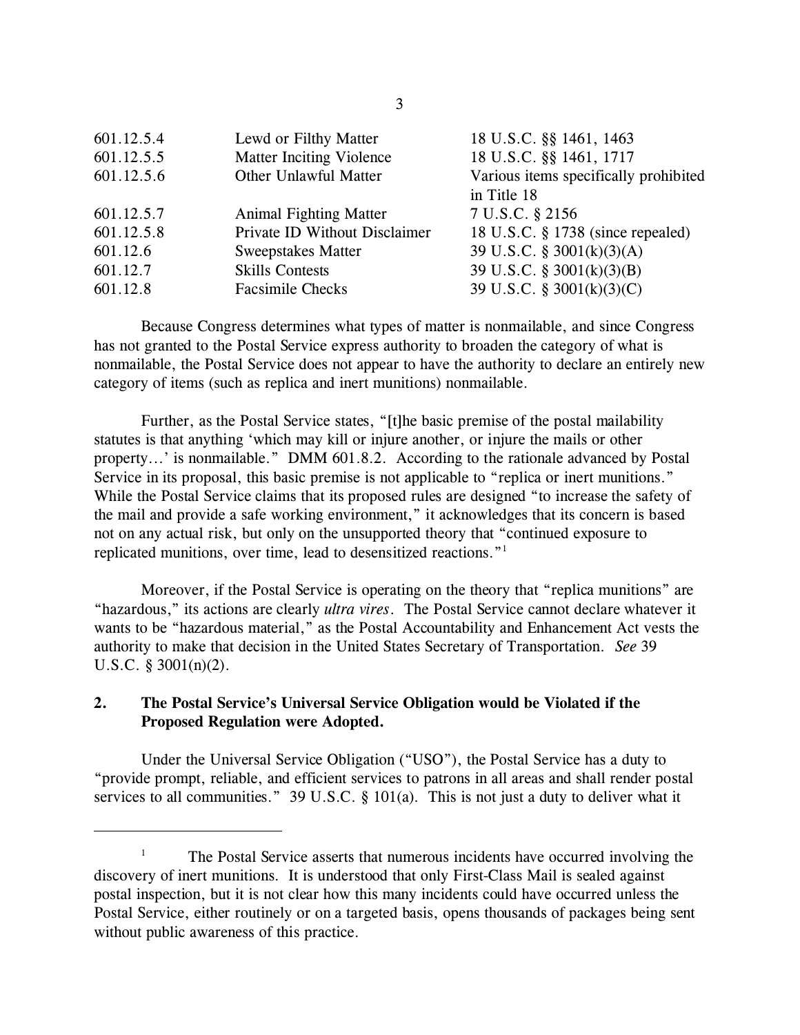| | | |
|---|---|---|
| 601.12.5.4 | Lewd or Filthy Matter | 18 U.S.C. §§ 1461, 1463 |
| 601.12.5.5 | Matter Inciting Violence | 18 U.S.C. §§ 1461, 1717 |
| 601.12.5.6 | Other Unlawful Matter | Various items specifically prohibited in Title 18 |
| 601.12.5.7 | Animal Fighting Matter | 7 U.S.C. § 2156 |
| 601.12.5.8 | Private ID Without Disclaimer | 18 U.S.C. § 1738 (since repealed) |
| 601.12.6 | Sweepstakes Matter | 39 U.S.C. § 3001(k)(3)(A) |
| 601.12.7 | Skills Contests | 39 U.S.C. § 3001(k)(3)(B) |
| 601.12.8 | Facsimile Checks | 39 U.S.C. § 3001(k)(3)(C) |

Because Congress determines what types of matter is nonmailable, and since Congress has not granted to the Postal Service express authority to broaden the category of what is nonmailable, the Postal Service does not appear to have the authority to declare an entirely new category of items (such as replica and inert munitions) nonmailable.

Further, as the Postal Service states, "[t]he basic premise of the postal mailability statutes is that anything 'which may kill or injure another, or injure the mails or other property…' is nonmailable." DMM 601.8.2. According to the rationale advanced by Postal Service in its proposal, this basic premise is not applicable to "replica or inert munitions." While the Postal Service claims that its proposed rules are designed "to increase the safety of the mail and provide a safe working environment," it acknowledges that its concern is based not on any actual risk, but only on the unsupported theory that "continued exposure to replicated munitions, over time, lead to desensitized reactions."[1]

Moreover, if the Postal Service is operating on the theory that "replica munitions" are "hazardous," its actions are clearly *ultra vires*. The Postal Service cannot declare whatever it wants to be "hazardous material," as the Postal Accountability and Enhancement Act vests the authority to make that decision in the United States Secretary of Transportation. *See* 39 U.S.C. § 3001(n)(2).

## 2. The Postal Service's Universal Service Obligation would be Violated if the Proposed Regulation were Adopted.

Under the Universal Service Obligation ("USO"), the Postal Service has a duty to "provide prompt, reliable, and efficient services to patrons in all areas and shall render postal services to all communities." 39 U.S.C. § 101(a). This is not just a duty to deliver what it

---

[1] The Postal Service asserts that numerous incidents have occurred involving the discovery of inert munitions. It is understood that only First-Class Mail is sealed against postal inspection, but it is not clear how this many incidents could have occurred unless the Postal Service, either routinely or on a targeted basis, opens thousands of packages being sent without public awareness of this practice.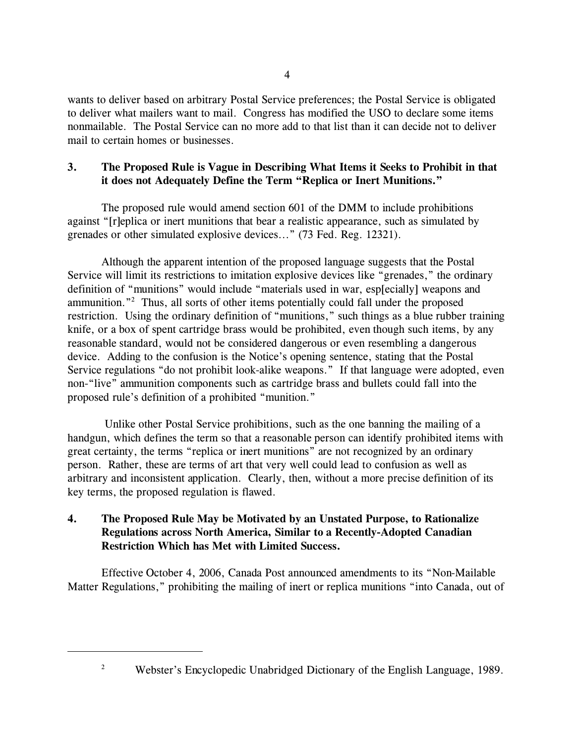wants to deliver based on arbitrary Postal Service preferences; the Postal Service is obligated to deliver what mailers want to mail. Congress has modified the USO to declare some items nonmailable. The Postal Service can no more add to that list than it can decide not to deliver mail to certain homes or businesses.

### 3. The Proposed Rule is Vague in Describing What Items it Seeks to Prohibit in that it does not Adequately Define the Term "Replica or Inert Munitions."

The proposed rule would amend section 601 of the DMM to include prohibitions against "[r]eplica or inert munitions that bear a realistic appearance, such as simulated by grenades or other simulated explosive devices…" (73 Fed. Reg. 12321).

Although the apparent intention of the proposed language suggests that the Postal Service will limit its restrictions to imitation explosive devices like "grenades," the ordinary definition of "munitions" would include "materials used in war, esp[ecially] weapons and ammunition."[2] Thus, all sorts of other items potentially could fall under the proposed restriction. Using the ordinary definition of "munitions," such things as a blue rubber training knife, or a box of spent cartridge brass would be prohibited, even though such items, by any reasonable standard, would not be considered dangerous or even resembling a dangerous device. Adding to the confusion is the Notice's opening sentence, stating that the Postal Service regulations "do not prohibit look-alike weapons." If that language were adopted, even non-"live" ammunition components such as cartridge brass and bullets could fall into the proposed rule's definition of a prohibited "munition."

Unlike other Postal Service prohibitions, such as the one banning the mailing of a handgun, which defines the term so that a reasonable person can identify prohibited items with great certainty, the terms "replica or inert munitions" are not recognized by an ordinary person. Rather, these are terms of art that very well could lead to confusion as well as arbitrary and inconsistent application. Clearly, then, without a more precise definition of its key terms, the proposed regulation is flawed.

### 4. The Proposed Rule May be Motivated by an Unstated Purpose, to Rationalize Regulations across North America, Similar to a Recently-Adopted Canadian Restriction Which has Met with Limited Success.

Effective October 4, 2006, Canada Post announced amendments to its "Non-Mailable Matter Regulations," prohibiting the mailing of inert or replica munitions "into Canada, out of

---

[2] Webster's Encyclopedic Unabridged Dictionary of the English Language, 1989.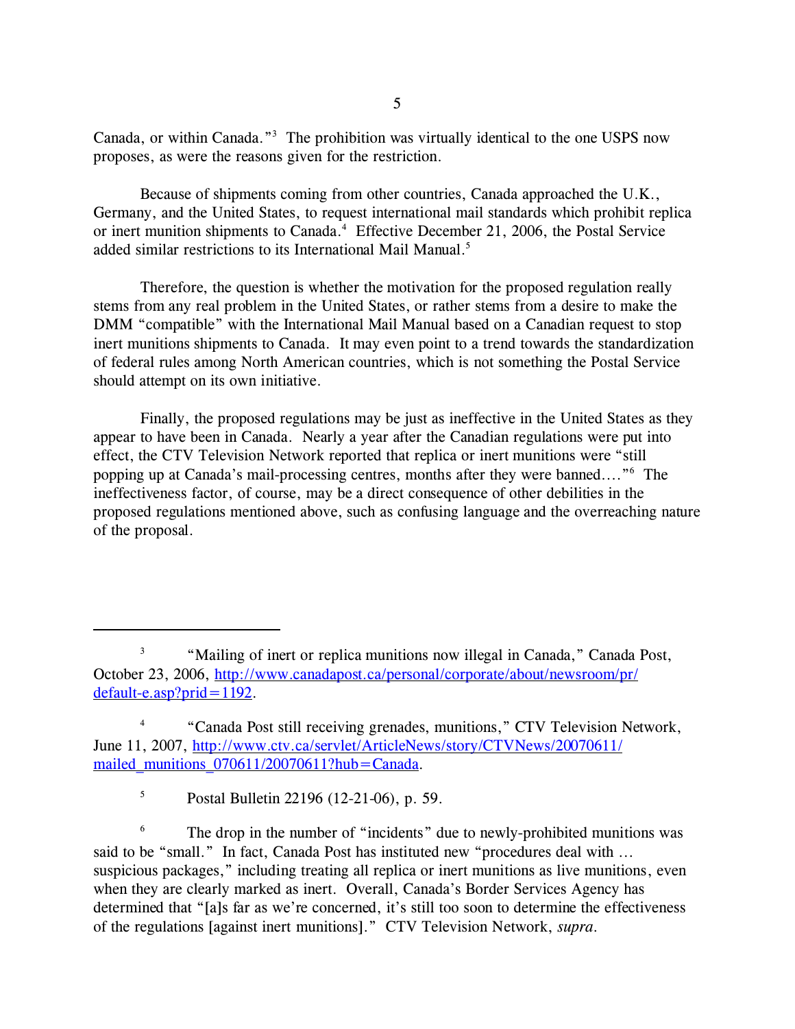Canada, or within Canada."[3] The prohibition was virtually identical to the one USPS now proposes, as were the reasons given for the restriction.

Because of shipments coming from other countries, Canada approached the U.K., Germany, and the United States, to request international mail standards which prohibit replica or inert munition shipments to Canada.[4] Effective December 21, 2006, the Postal Service added similar restrictions to its International Mail Manual.[5]

Therefore, the question is whether the motivation for the proposed regulation really stems from any real problem in the United States, or rather stems from a desire to make the DMM "compatible" with the International Mail Manual based on a Canadian request to stop inert munitions shipments to Canada. It may even point to a trend towards the standardization of federal rules among North American countries, which is not something the Postal Service should attempt on its own initiative.

Finally, the proposed regulations may be just as ineffective in the United States as they appear to have been in Canada. Nearly a year after the Canadian regulations were put into effect, the CTV Television Network reported that replica or inert munitions were "still popping up at Canada's mail-processing centres, months after they were banned...."[6] The ineffectiveness factor, of course, may be a direct consequence of other debilities in the proposed regulations mentioned above, such as confusing language and the overreaching nature of the proposal.

---

[3] "Mailing of inert or replica munitions now illegal in Canada," Canada Post, October 23, 2006, http://www.canadapost.ca/personal/corporate/about/newsroom/pr/default-e.asp?prid=1192.

[4] "Canada Post still receiving grenades, munitions," CTV Television Network, June 11, 2007, http://www.ctv.ca/servlet/ArticleNews/story/CTVNews/20070611/mailed_munitions_070611/20070611?hub=Canada.

[5] Postal Bulletin 22196 (12-21-06), p. 59.

[6] The drop in the number of "incidents" due to newly-prohibited munitions was said to be "small." In fact, Canada Post has instituted new "procedures deal with … suspicious packages," including treating all replica or inert munitions as live munitions, even when they are clearly marked as inert. Overall, Canada's Border Services Agency has determined that "[a]s far as we're concerned, it's still too soon to determine the effectiveness of the regulations [against inert munitions]." CTV Television Network, *supra*.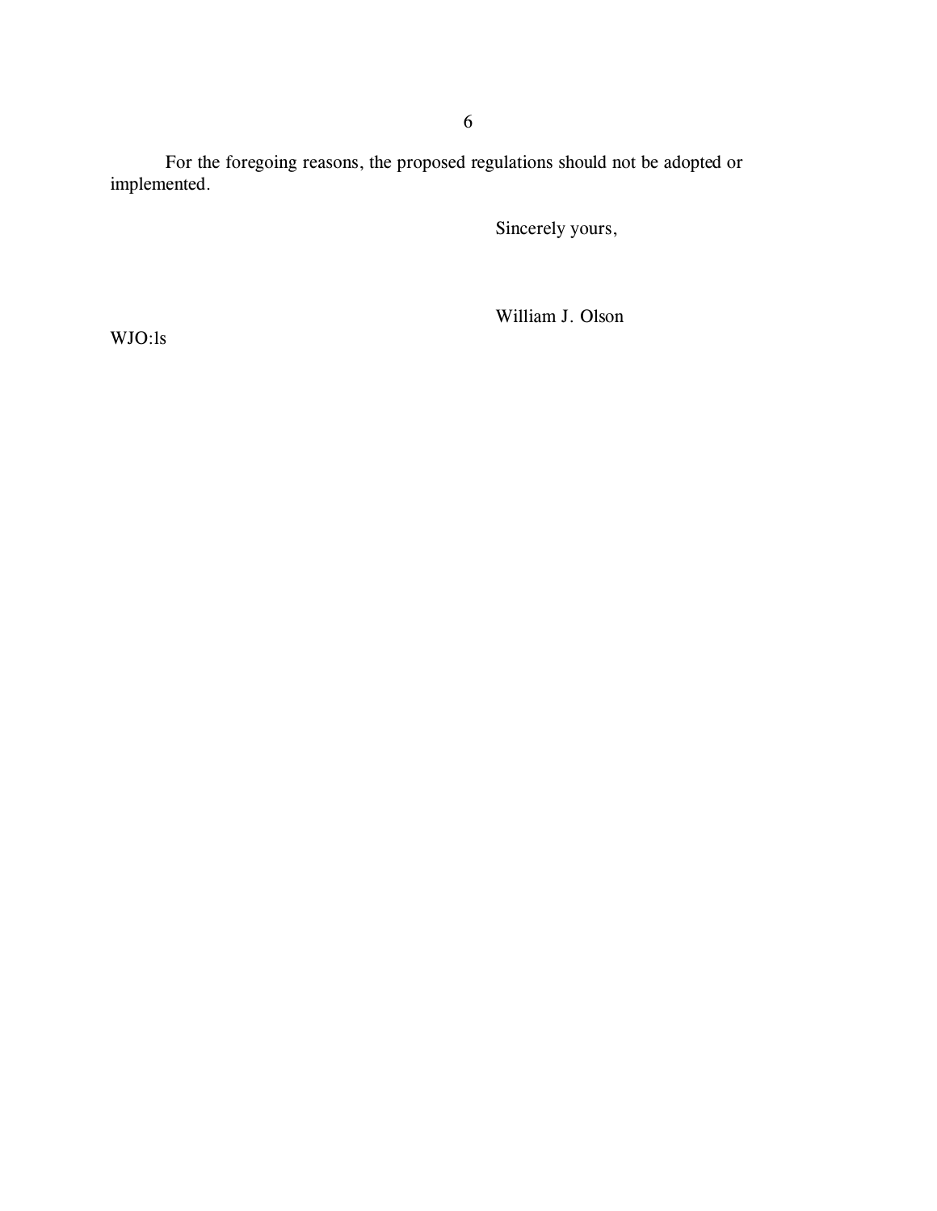For the foregoing reasons, the proposed regulations should not be adopted or implemented.

Sincerely yours,

William J. Olson

WJO:ls